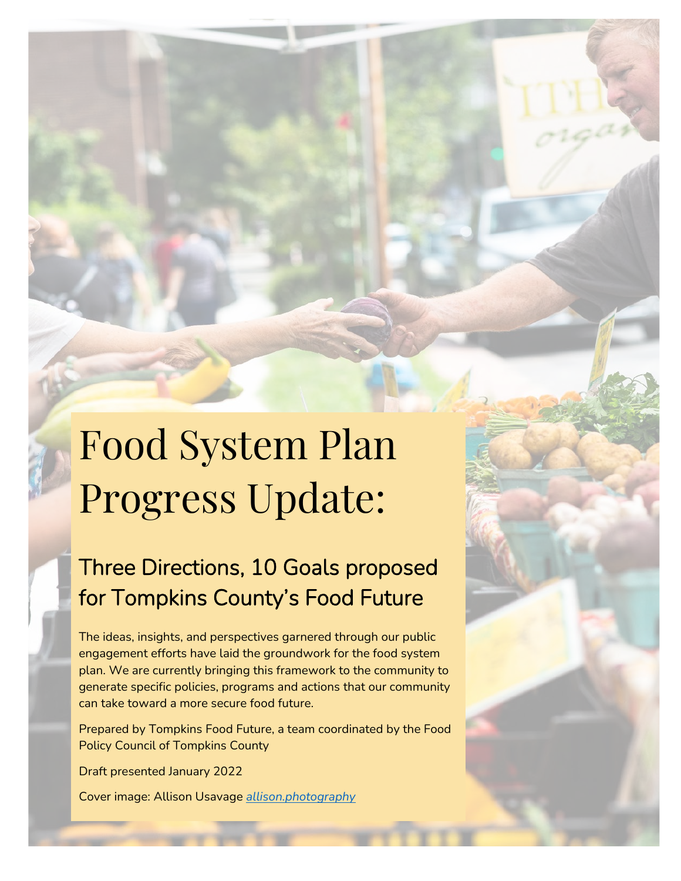# Food System Plan Progress Update:

## Three Directions, 10 Goals proposed for Tompkins County's Food Future

The ideas, insights, and perspectives garnered through our public engagement efforts have laid the groundwork for the food system plan. We are currently bringing this framework to the community to generate specific policies, programs and actions that our community can take toward a more secure food future.

Prepared by Tompkins Food Future, a team coordinated by the Food Policy Council of Tompkins County

Draft presented January 2022

Cover image: Allison Usavage *allison.photography*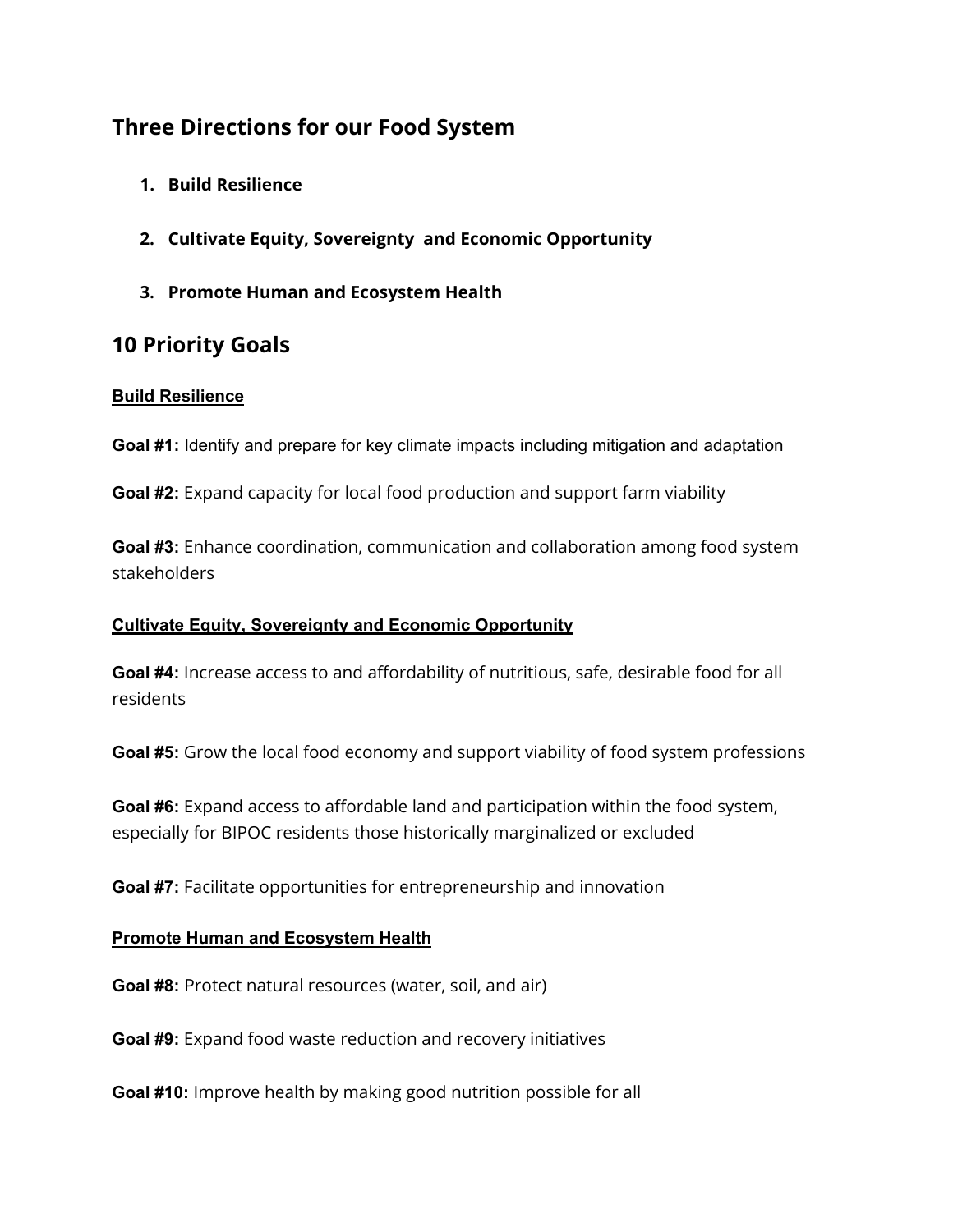## Three Directions for our Food System

1. **Build Resilience**
2. **Cultivate Equity, Sovereignty and Economic Opportunity**
3. **Promote Human and Ecosystem Health**

## 10 Priority Goals

**Build Resilience**

**Goal #1:** Identify and prepare for key climate impacts including mitigation and adaptation

**Goal #2:** Expand capacity for local food production and support farm viability

**Goal #3:** Enhance coordination, communication and collaboration among food system stakeholders

**Cultivate Equity, Sovereignty and Economic Opportunity**

**Goal #4:** Increase access to and affordability of nutritious, safe, desirable food for all residents

**Goal #5:** Grow the local food economy and support viability of food system professions

**Goal #6:** Expand access to affordable land and participation within the food system, especially for BIPOC residents those historically marginalized or excluded

**Goal #7:** Facilitate opportunities for entrepreneurship and innovation

**Promote Human and Ecosystem Health**

**Goal #8:** Protect natural resources (water, soil, and air)

**Goal #9:** Expand food waste reduction and recovery initiatives

**Goal #10:** Improve health by making good nutrition possible for all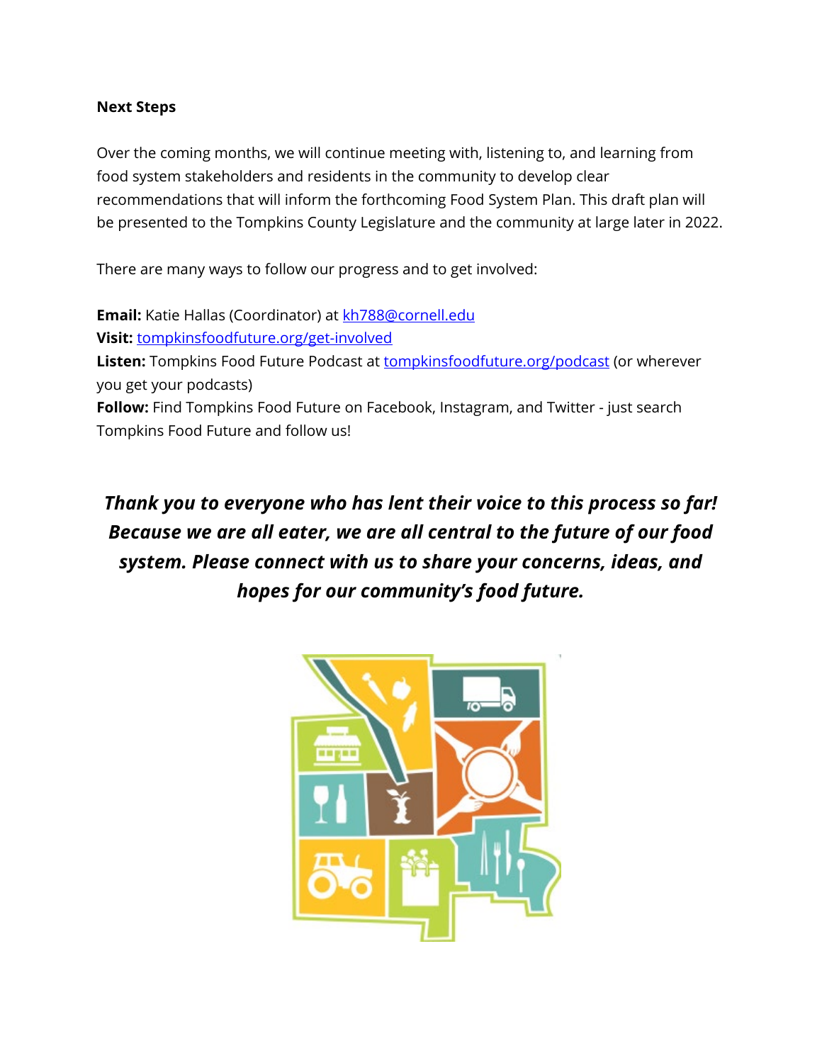**Next Steps**

Over the coming months, we will continue meeting with, listening to, and learning from food system stakeholders and residents in the community to develop clear recommendations that will inform the forthcoming Food System Plan. This draft plan will be presented to the Tompkins County Legislature and the community at large later in 2022.

There are many ways to follow our progress and to get involved:

**Email:** Katie Hallas (Coordinator) at kh788@cornell.edu
**Visit:** tompkinsfoodfuture.org/get-involved
**Listen:** Tompkins Food Future Podcast at tompkinsfoodfuture.org/podcast (or wherever you get your podcasts)
**Follow:** Find Tompkins Food Future on Facebook, Instagram, and Twitter - just search Tompkins Food Future and follow us!

***Thank you to everyone who has lent their voice to this process so far! Because we are all eater, we are all central to the future of our food system. Please connect with us to share your concerns, ideas, and hopes for our community's food future.***